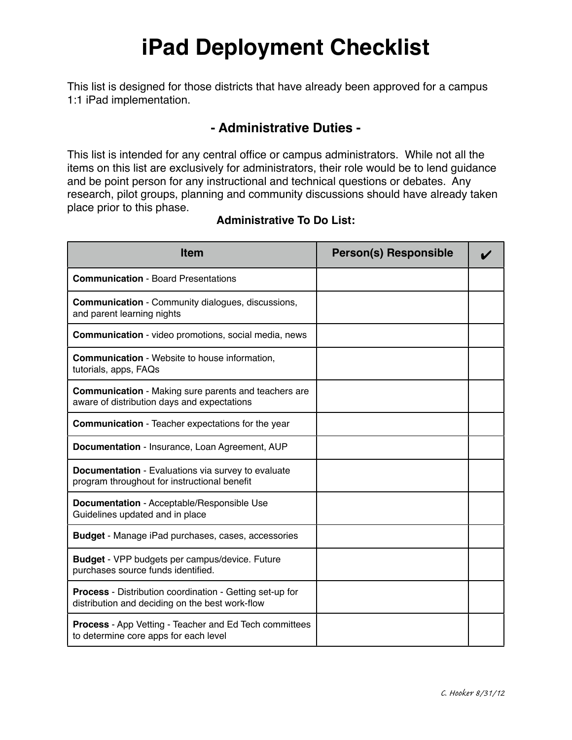# iPad Deployment Checklist

This list is designed for those districts that have already been approved for a campus 1:1 iPad implementation.

## - Administrative Duties -

This list is intended for any central office or campus administrators. While not all the items on this list are exclusively for administrators, their role would be to lend guidance and be point person for any instructional and technical questions or debates. Any research, pilot groups, planning and community discussions should have already taken place prior to this phase.

**Administrative To Do List:**

| Item | Person(s) Responsible | ✔ |
|---|---|---|
| **Communication** - Board Presentations | | |
| **Communication** - Community dialogues, discussions, and parent learning nights | | |
| **Communication** - video promotions, social media, news | | |
| **Communication** - Website to house information, tutorials, apps, FAQs | | |
| **Communication** - Making sure parents and teachers are aware of distribution days and expectations | | |
| **Communication** - Teacher expectations for the year | | |
| **Documentation** - Insurance, Loan Agreement, AUP | | |
| **Documentation** - Evaluations via survey to evaluate program throughout for instructional benefit | | |
| **Documentation** - Acceptable/Responsible Use Guidelines updated and in place | | |
| **Budget** - Manage iPad purchases, cases, accessories | | |
| **Budget** - VPP budgets per campus/device. Future purchases source funds identified. | | |
| **Process** - Distribution coordination - Getting set-up for distribution and deciding on the best work-flow | | |
| **Process** - App Vetting - Teacher and Ed Tech committees to determine core apps for each level | | |

*C. Hooker 8/31/12*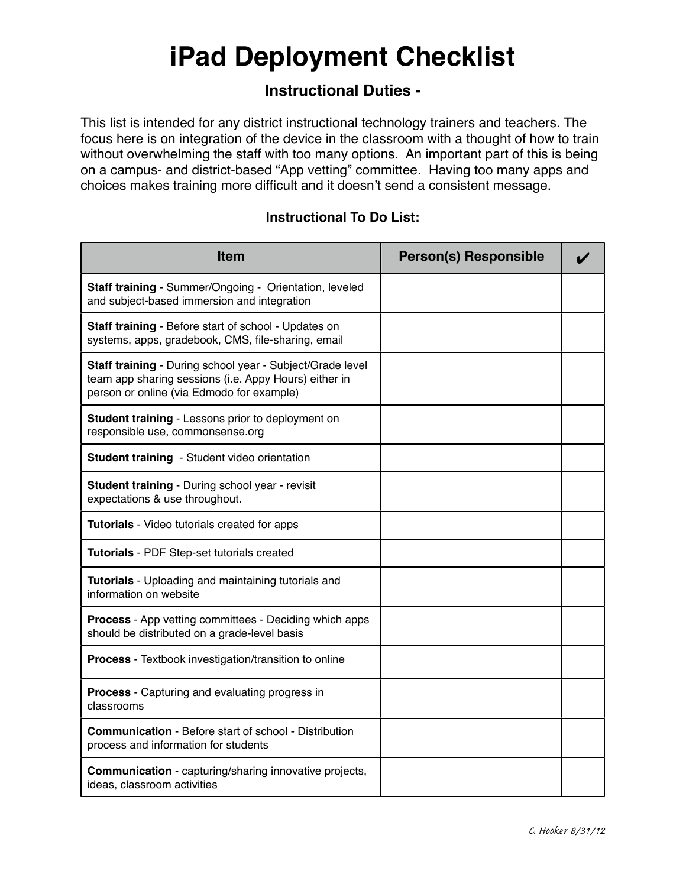# iPad Deployment Checklist

### Instructional Duties -

This list is intended for any district instructional technology trainers and teachers. The focus here is on integration of the device in the classroom with a thought of how to train without overwhelming the staff with too many options. An important part of this is being on a campus- and district-based "App vetting" committee. Having too many apps and choices makes training more difficult and it doesn't send a consistent message.

### Instructional To Do List:

| Item | Person(s) Responsible | ✔ |
|---|---|---|
| **Staff training** - Summer/Ongoing - Orientation, leveled and subject-based immersion and integration | | |
| **Staff training** - Before start of school - Updates on systems, apps, gradebook, CMS, file-sharing, email | | |
| **Staff training** - During school year - Subject/Grade level team app sharing sessions (i.e. Appy Hours) either in person or online (via Edmodo for example) | | |
| **Student training** - Lessons prior to deployment on responsible use, commonsense.org | | |
| **Student training** - Student video orientation | | |
| **Student training** - During school year - revisit expectations & use throughout. | | |
| **Tutorials** - Video tutorials created for apps | | |
| **Tutorials** - PDF Step-set tutorials created | | |
| **Tutorials** - Uploading and maintaining tutorials and information on website | | |
| **Process** - App vetting committees - Deciding which apps should be distributed on a grade-level basis | | |
| **Process** - Textbook investigation/transition to online | | |
| **Process** - Capturing and evaluating progress in classrooms | | |
| **Communication** - Before start of school - Distribution process and information for students | | |
| **Communication** - capturing/sharing innovative projects, ideas, classroom activities | | |

*C. Hooker 8/31/12*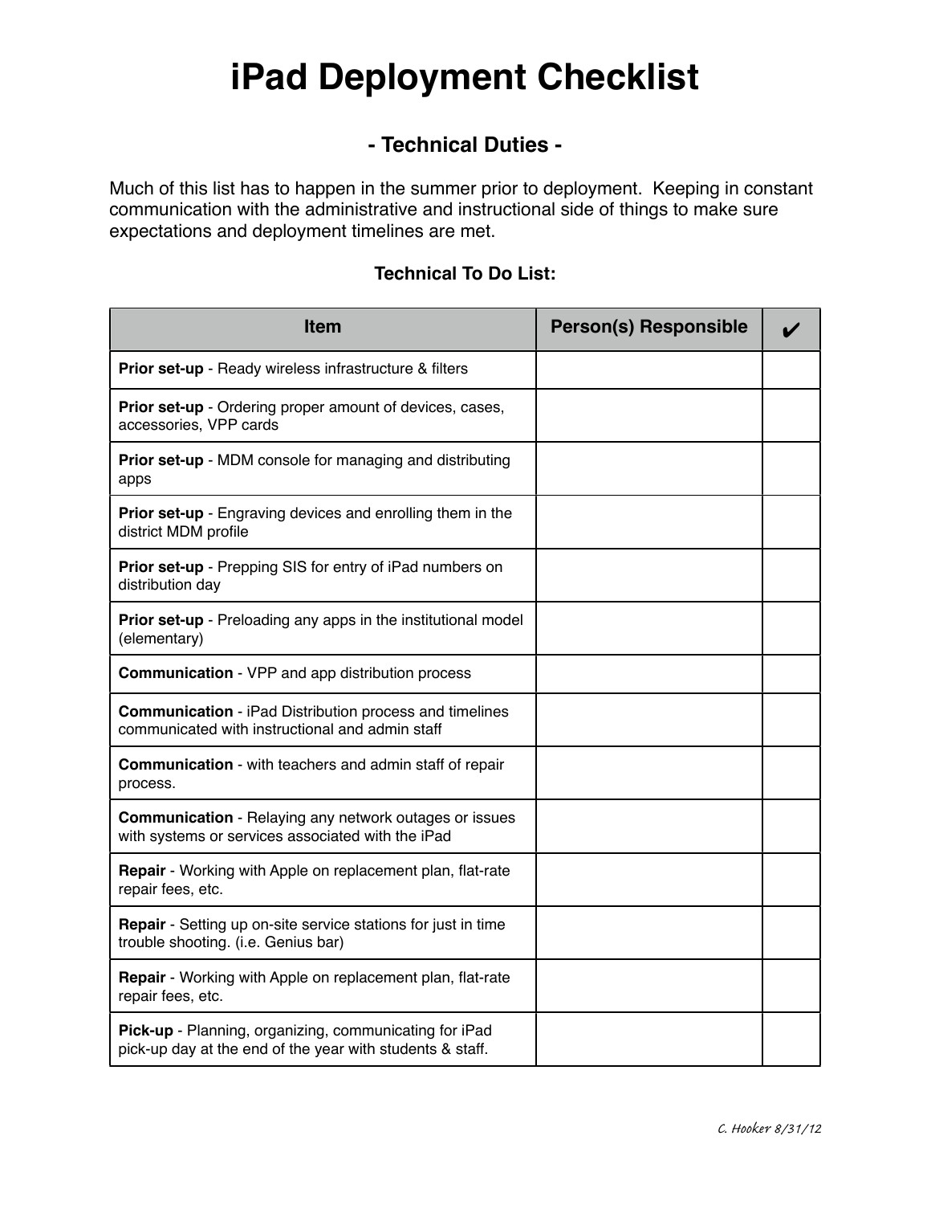# iPad Deployment Checklist

## - Technical Duties -

Much of this list has to happen in the summer prior to deployment. Keeping in constant communication with the administrative and instructional side of things to make sure expectations and deployment timelines are met.

**Technical To Do List:**

| Item | Person(s) Responsible | ✔ |
|---|---|---|
| **Prior set-up** - Ready wireless infrastructure & filters | | |
| **Prior set-up** - Ordering proper amount of devices, cases, accessories, VPP cards | | |
| **Prior set-up** - MDM console for managing and distributing apps | | |
| **Prior set-up** - Engraving devices and enrolling them in the district MDM profile | | |
| **Prior set-up** - Prepping SIS for entry of iPad numbers on distribution day | | |
| **Prior set-up** - Preloading any apps in the institutional model (elementary) | | |
| **Communication** - VPP and app distribution process | | |
| **Communication** - iPad Distribution process and timelines communicated with instructional and admin staff | | |
| **Communication** - with teachers and admin staff of repair process. | | |
| **Communication** - Relaying any network outages or issues with systems or services associated with the iPad | | |
| **Repair** - Working with Apple on replacement plan, flat-rate repair fees, etc. | | |
| **Repair** - Setting up on-site service stations for just in time trouble shooting. (i.e. Genius bar) | | |
| **Repair** - Working with Apple on replacement plan, flat-rate repair fees, etc. | | |
| **Pick-up** - Planning, organizing, communicating for iPad pick-up day at the end of the year with students & staff. | | |

*C. Hooker 8/31/12*